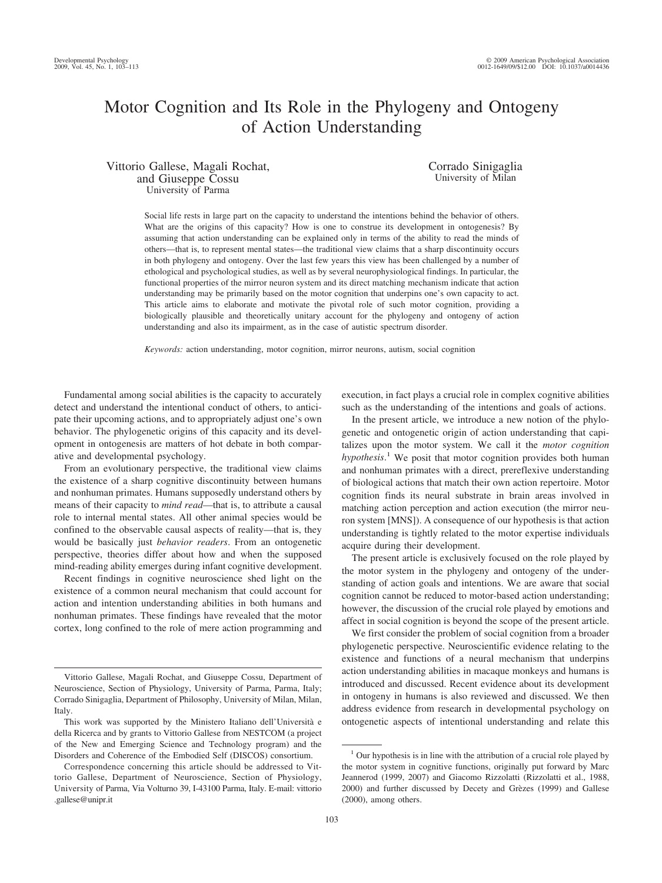# Motor Cognition and Its Role in the Phylogeny and Ontogeny of Action Understanding

Vittorio Gallese, Magali Rochat, and Giuseppe Cossu
University of Parma

Corrado Sinigaglia
University of Milan

Social life rests in large part on the capacity to understand the intentions behind the behavior of others. What are the origins of this capacity? How is one to construe its development in ontogenesis? By assuming that action understanding can be explained only in terms of the ability to read the minds of others—that is, to represent mental states—the traditional view claims that a sharp discontinuity occurs in both phylogeny and ontogeny. Over the last few years this view has been challenged by a number of ethological and psychological studies, as well as by several neurophysiological findings. In particular, the functional properties of the mirror neuron system and its direct matching mechanism indicate that action understanding may be primarily based on the motor cognition that underpins one's own capacity to act. This article aims to elaborate and motivate the pivotal role of such motor cognition, providing a biologically plausible and theoretically unitary account for the phylogeny and ontogeny of action understanding and also its impairment, as in the case of autistic spectrum disorder.

*Keywords:* action understanding, motor cognition, mirror neurons, autism, social cognition

Fundamental among social abilities is the capacity to accurately detect and understand the intentional conduct of others, to anticipate their upcoming actions, and to appropriately adjust one's own behavior. The phylogenetic origins of this capacity and its development in ontogenesis are matters of hot debate in both comparative and developmental psychology.

From an evolutionary perspective, the traditional view claims the existence of a sharp cognitive discontinuity between humans and nonhuman primates. Humans supposedly understand others by means of their capacity to *mind read*—that is, to attribute a causal role to internal mental states. All other animal species would be confined to the observable causal aspects of reality—that is, they would be basically just *behavior readers*. From an ontogenetic perspective, theories differ about how and when the supposed mind-reading ability emerges during infant cognitive development.

Recent findings in cognitive neuroscience shed light on the existence of a common neural mechanism that could account for action and intention understanding abilities in both humans and nonhuman primates. These findings have revealed that the motor cortex, long confined to the role of mere action programming and execution, in fact plays a crucial role in complex cognitive abilities such as the understanding of the intentions and goals of actions.

In the present article, we introduce a new notion of the phylogenetic and ontogenetic origin of action understanding that capitalizes upon the motor system. We call it the *motor cognition hypothesis*.[1] We posit that motor cognition provides both human and nonhuman primates with a direct, prereflexive understanding of biological actions that match their own action repertoire. Motor cognition finds its neural substrate in brain areas involved in matching action perception and action execution (the mirror neuron system [MNS]). A consequence of our hypothesis is that action understanding is tightly related to the motor expertise individuals acquire during their development.

The present article is exclusively focused on the role played by the motor system in the phylogeny and ontogeny of the understanding of action goals and intentions. We are aware that social cognition cannot be reduced to motor-based action understanding; however, the discussion of the crucial role played by emotions and affect in social cognition is beyond the scope of the present article.

We first consider the problem of social cognition from a broader phylogenetic perspective. Neuroscientific evidence relating to the existence and functions of a neural mechanism that underpins action understanding abilities in macaque monkeys and humans is introduced and discussed. Recent evidence about its development in ontogeny in humans is also reviewed and discussed. We then address evidence from research in developmental psychology on ontogenetic aspects of intentional understanding and relate this

---

Vittorio Gallese, Magali Rochat, and Giuseppe Cossu, Department of Neuroscience, Section of Physiology, University of Parma, Parma, Italy; Corrado Sinigaglia, Department of Philosophy, University of Milan, Milan, Italy.

This work was supported by the Ministero Italiano dell'Università e della Ricerca and by grants to Vittorio Gallese from NESTCOM (a project of the New and Emerging Science and Technology program) and the Disorders and Coherence of the Embodied Self (DISCOS) consortium.

Correspondence concerning this article should be addressed to Vittorio Gallese, Department of Neuroscience, Section of Physiology, University of Parma, Via Volturno 39, I-43100 Parma, Italy. E-mail: vittorio.gallese@unipr.it

[1] Our hypothesis is in line with the attribution of a crucial role played by the motor system in cognitive functions, originally put forward by Marc Jeannerod (1999, 2007) and Giacomo Rizzolatti (Rizzolatti et al., 1988, 2000) and further discussed by Decety and Grèzes (1999) and Gallese (2000), among others.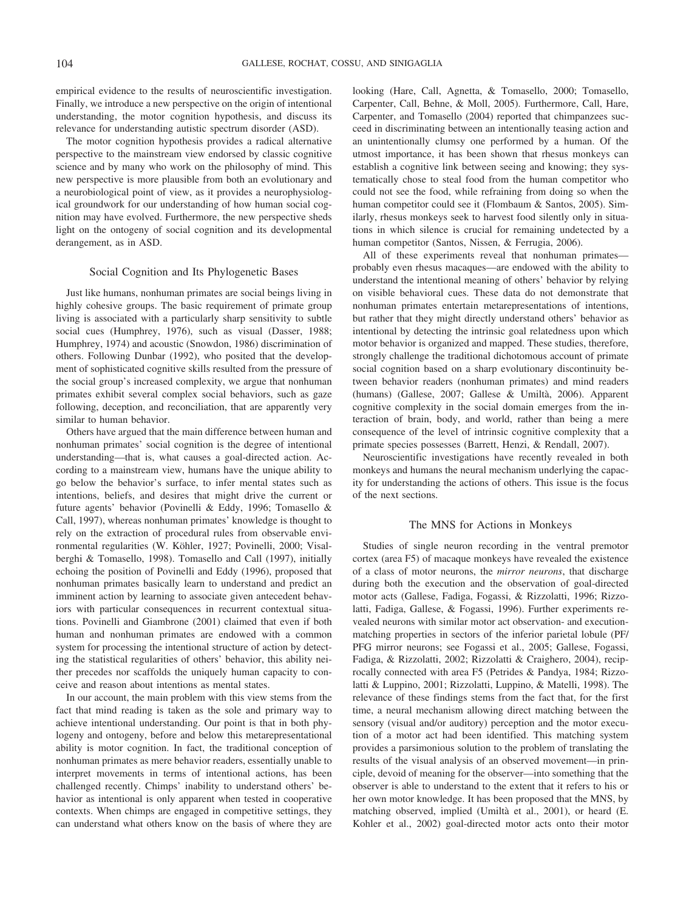empirical evidence to the results of neuroscientific investigation. Finally, we introduce a new perspective on the origin of intentional understanding, the motor cognition hypothesis, and discuss its relevance for understanding autistic spectrum disorder (ASD).

The motor cognition hypothesis provides a radical alternative perspective to the mainstream view endorsed by classic cognitive science and by many who work on the philosophy of mind. This new perspective is more plausible from both an evolutionary and a neurobiological point of view, as it provides a neurophysiological groundwork for our understanding of how human social cognition may have evolved. Furthermore, the new perspective sheds light on the ontogeny of social cognition and its developmental derangement, as in ASD.

## Social Cognition and Its Phylogenetic Bases

Just like humans, nonhuman primates are social beings living in highly cohesive groups. The basic requirement of primate group living is associated with a particularly sharp sensitivity to subtle social cues (Humphrey, 1976), such as visual (Dasser, 1988; Humphrey, 1974) and acoustic (Snowdon, 1986) discrimination of others. Following Dunbar (1992), who posited that the development of sophisticated cognitive skills resulted from the pressure of the social group's increased complexity, we argue that nonhuman primates exhibit several complex social behaviors, such as gaze following, deception, and reconciliation, that are apparently very similar to human behavior.

Others have argued that the main difference between human and nonhuman primates' social cognition is the degree of intentional understanding—that is, what causes a goal-directed action. According to a mainstream view, humans have the unique ability to go below the behavior's surface, to infer mental states such as intentions, beliefs, and desires that might drive the current or future agents' behavior (Povinelli & Eddy, 1996; Tomasello & Call, 1997), whereas nonhuman primates' knowledge is thought to rely on the extraction of procedural rules from observable environmental regularities (W. Köhler, 1927; Povinelli, 2000; Visalberghi & Tomasello, 1998). Tomasello and Call (1997), initially echoing the position of Povinelli and Eddy (1996), proposed that nonhuman primates basically learn to understand and predict an imminent action by learning to associate given antecedent behaviors with particular consequences in recurrent contextual situations. Povinelli and Giambrone (2001) claimed that even if both human and nonhuman primates are endowed with a common system for processing the intentional structure of action by detecting the statistical regularities of others' behavior, this ability neither precedes nor scaffolds the uniquely human capacity to conceive and reason about intentions as mental states.

In our account, the main problem with this view stems from the fact that mind reading is taken as the sole and primary way to achieve intentional understanding. Our point is that in both phylogeny and ontogeny, before and below this metarepresentational ability is motor cognition. In fact, the traditional conception of nonhuman primates as mere behavior readers, essentially unable to interpret movements in terms of intentional actions, has been challenged recently. Chimps' inability to understand others' behavior as intentional is only apparent when tested in cooperative contexts. When chimps are engaged in competitive settings, they can understand what others know on the basis of where they are looking (Hare, Call, Agnetta, & Tomasello, 2000; Tomasello, Carpenter, Call, Behne, & Moll, 2005). Furthermore, Call, Hare, Carpenter, and Tomasello (2004) reported that chimpanzees succeed in discriminating between an intentionally teasing action and an unintentionally clumsy one performed by a human. Of the utmost importance, it has been shown that rhesus monkeys can establish a cognitive link between seeing and knowing; they systematically chose to steal food from the human competitor who could not see the food, while refraining from doing so when the human competitor could see it (Flombaum & Santos, 2005). Similarly, rhesus monkeys seek to harvest food silently only in situations in which silence is crucial for remaining undetected by a human competitor (Santos, Nissen, & Ferrugia, 2006).

All of these experiments reveal that nonhuman primates—probably even rhesus macaques—are endowed with the ability to understand the intentional meaning of others' behavior by relying on visible behavioral cues. These data do not demonstrate that nonhuman primates entertain metarepresentations of intentions, but rather that they might directly understand others' behavior as intentional by detecting the intrinsic goal relatedness upon which motor behavior is organized and mapped. These studies, therefore, strongly challenge the traditional dichotomous account of primate social cognition based on a sharp evolutionary discontinuity between behavior readers (nonhuman primates) and mind readers (humans) (Gallese, 2007; Gallese & Umiltà, 2006). Apparent cognitive complexity in the social domain emerges from the interaction of brain, body, and world, rather than being a mere consequence of the level of intrinsic cognitive complexity that a primate species possesses (Barrett, Henzi, & Rendall, 2007).

Neuroscientific investigations have recently revealed in both monkeys and humans the neural mechanism underlying the capacity for understanding the actions of others. This issue is the focus of the next sections.

## The MNS for Actions in Monkeys

Studies of single neuron recording in the ventral premotor cortex (area F5) of macaque monkeys have revealed the existence of a class of motor neurons, the *mirror neurons*, that discharge during both the execution and the observation of goal-directed motor acts (Gallese, Fadiga, Fogassi, & Rizzolatti, 1996; Rizzolatti, Fadiga, Gallese, & Fogassi, 1996). Further experiments revealed neurons with similar motor act observation- and execution-matching properties in sectors of the inferior parietal lobule (PF/PFG mirror neurons; see Fogassi et al., 2005; Gallese, Fogassi, Fadiga, & Rizzolatti, 2002; Rizzolatti & Craighero, 2004), reciprocally connected with area F5 (Petrides & Pandya, 1984; Rizzolatti & Luppino, 2001; Rizzolatti, Luppino, & Matelli, 1998). The relevance of these findings stems from the fact that, for the first time, a neural mechanism allowing direct matching between the sensory (visual and/or auditory) perception and the motor execution of a motor act had been identified. This matching system provides a parsimonious solution to the problem of translating the results of the visual analysis of an observed movement—in principle, devoid of meaning for the observer—into something that the observer is able to understand to the extent that it refers to his or her own motor knowledge. It has been proposed that the MNS, by matching observed, implied (Umiltà et al., 2001), or heard (E. Kohler et al., 2002) goal-directed motor acts onto their motor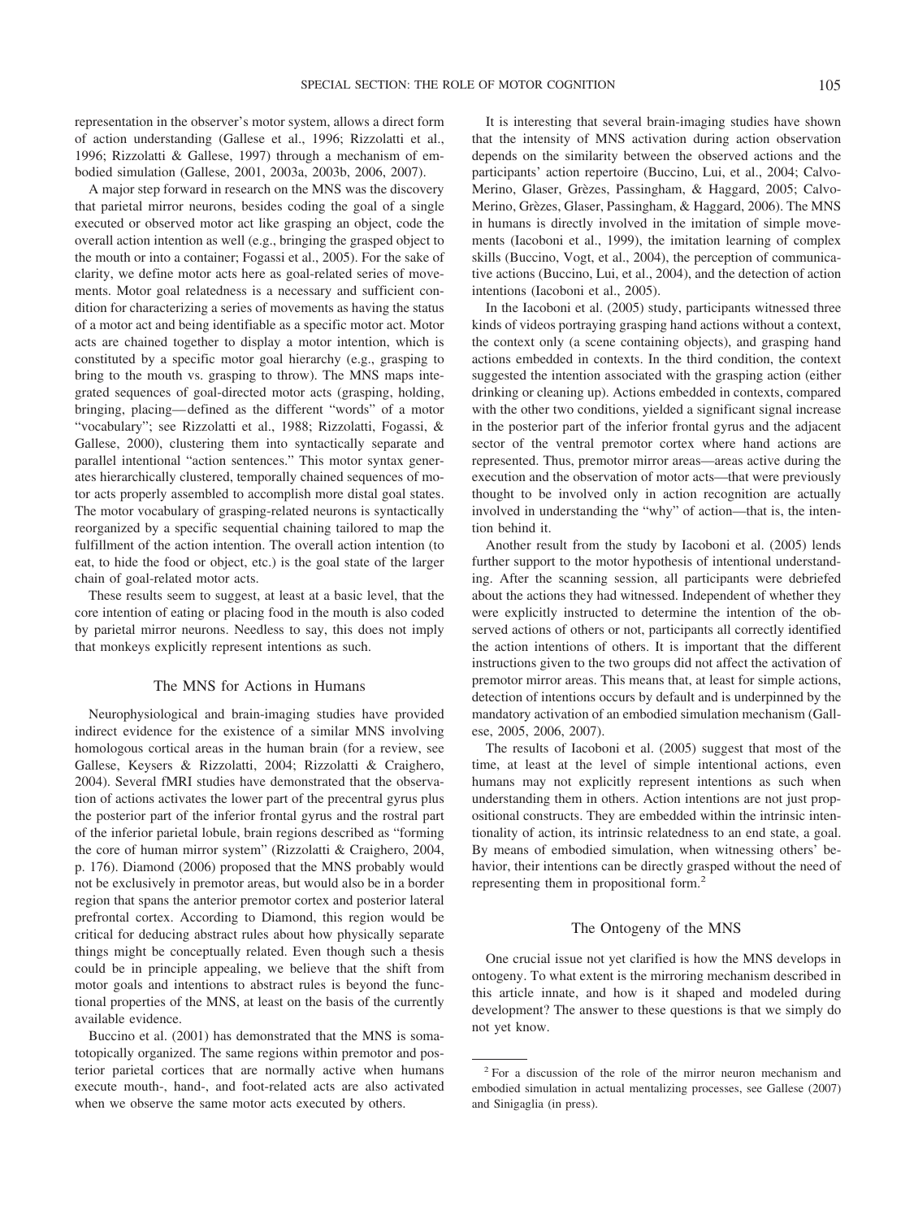representation in the observer's motor system, allows a direct form of action understanding (Gallese et al., 1996; Rizzolatti et al., 1996; Rizzolatti & Gallese, 1997) through a mechanism of embodied simulation (Gallese, 2001, 2003a, 2003b, 2006, 2007).

A major step forward in research on the MNS was the discovery that parietal mirror neurons, besides coding the goal of a single executed or observed motor act like grasping an object, code the overall action intention as well (e.g., bringing the grasped object to the mouth or into a container; Fogassi et al., 2005). For the sake of clarity, we define motor acts here as goal-related series of movements. Motor goal relatedness is a necessary and sufficient condition for characterizing a series of movements as having the status of a motor act and being identifiable as a specific motor act. Motor acts are chained together to display a motor intention, which is constituted by a specific motor goal hierarchy (e.g., grasping to bring to the mouth vs. grasping to throw). The MNS maps integrated sequences of goal-directed motor acts (grasping, holding, bringing, placing—defined as the different "words" of a motor "vocabulary"; see Rizzolatti et al., 1988; Rizzolatti, Fogassi, & Gallese, 2000), clustering them into syntactically separate and parallel intentional "action sentences." This motor syntax generates hierarchically clustered, temporally chained sequences of motor acts properly assembled to accomplish more distal goal states. The motor vocabulary of grasping-related neurons is syntactically reorganized by a specific sequential chaining tailored to map the fulfillment of the action intention. The overall action intention (to eat, to hide the food or object, etc.) is the goal state of the larger chain of goal-related motor acts.

These results seem to suggest, at least at a basic level, that the core intention of eating or placing food in the mouth is also coded by parietal mirror neurons. Needless to say, this does not imply that monkeys explicitly represent intentions as such.

## The MNS for Actions in Humans

Neurophysiological and brain-imaging studies have provided indirect evidence for the existence of a similar MNS involving homologous cortical areas in the human brain (for a review, see Gallese, Keysers & Rizzolatti, 2004; Rizzolatti & Craighero, 2004). Several fMRI studies have demonstrated that the observation of actions activates the lower part of the precentral gyrus plus the posterior part of the inferior frontal gyrus and the rostral part of the inferior parietal lobule, brain regions described as "forming the core of human mirror system" (Rizzolatti & Craighero, 2004, p. 176). Diamond (2006) proposed that the MNS probably would not be exclusively in premotor areas, but would also be in a border region that spans the anterior premotor cortex and posterior lateral prefrontal cortex. According to Diamond, this region would be critical for deducing abstract rules about how physically separate things might be conceptually related. Even though such a thesis could be in principle appealing, we believe that the shift from motor goals and intentions to abstract rules is beyond the functional properties of the MNS, at least on the basis of the currently available evidence.

Buccino et al. (2001) has demonstrated that the MNS is somatotopically organized. The same regions within premotor and posterior parietal cortices that are normally active when humans execute mouth-, hand-, and foot-related acts are also activated when we observe the same motor acts executed by others.

It is interesting that several brain-imaging studies have shown that the intensity of MNS activation during action observation depends on the similarity between the observed actions and the participants' action repertoire (Buccino, Lui, et al., 2004; Calvo-Merino, Glaser, Grèzes, Passingham, & Haggard, 2005; Calvo-Merino, Grèzes, Glaser, Passingham, & Haggard, 2006). The MNS in humans is directly involved in the imitation of simple movements (Iacoboni et al., 1999), the imitation learning of complex skills (Buccino, Vogt, et al., 2004), the perception of communicative actions (Buccino, Lui, et al., 2004), and the detection of action intentions (Iacoboni et al., 2005).

In the Iacoboni et al. (2005) study, participants witnessed three kinds of videos portraying grasping hand actions without a context, the context only (a scene containing objects), and grasping hand actions embedded in contexts. In the third condition, the context suggested the intention associated with the grasping action (either drinking or cleaning up). Actions embedded in contexts, compared with the other two conditions, yielded a significant signal increase in the posterior part of the inferior frontal gyrus and the adjacent sector of the ventral premotor cortex where hand actions are represented. Thus, premotor mirror areas—areas active during the execution and the observation of motor acts—that were previously thought to be involved only in action recognition are actually involved in understanding the "why" of action—that is, the intention behind it.

Another result from the study by Iacoboni et al. (2005) lends further support to the motor hypothesis of intentional understanding. After the scanning session, all participants were debriefed about the actions they had witnessed. Independent of whether they were explicitly instructed to determine the intention of the observed actions of others or not, participants all correctly identified the action intentions of others. It is important that the different instructions given to the two groups did not affect the activation of premotor mirror areas. This means that, at least for simple actions, detection of intentions occurs by default and is underpinned by the mandatory activation of an embodied simulation mechanism (Gallese, 2005, 2006, 2007).

The results of Iacoboni et al. (2005) suggest that most of the time, at least at the level of simple intentional actions, even humans may not explicitly represent intentions as such when understanding them in others. Action intentions are not just propositional constructs. They are embedded within the intrinsic intentionality of action, its intrinsic relatedness to an end state, a goal. By means of embodied simulation, when witnessing others' behavior, their intentions can be directly grasped without the need of representing them in propositional form.[2]

## The Ontogeny of the MNS

One crucial issue not yet clarified is how the MNS develops in ontogeny. To what extent is the mirroring mechanism described in this article innate, and how is it shaped and modeled during development? The answer to these questions is that we simply do not yet know.

[2] For a discussion of the role of the mirror neuron mechanism and embodied simulation in actual mentalizing processes, see Gallese (2007) and Sinigaglia (in press).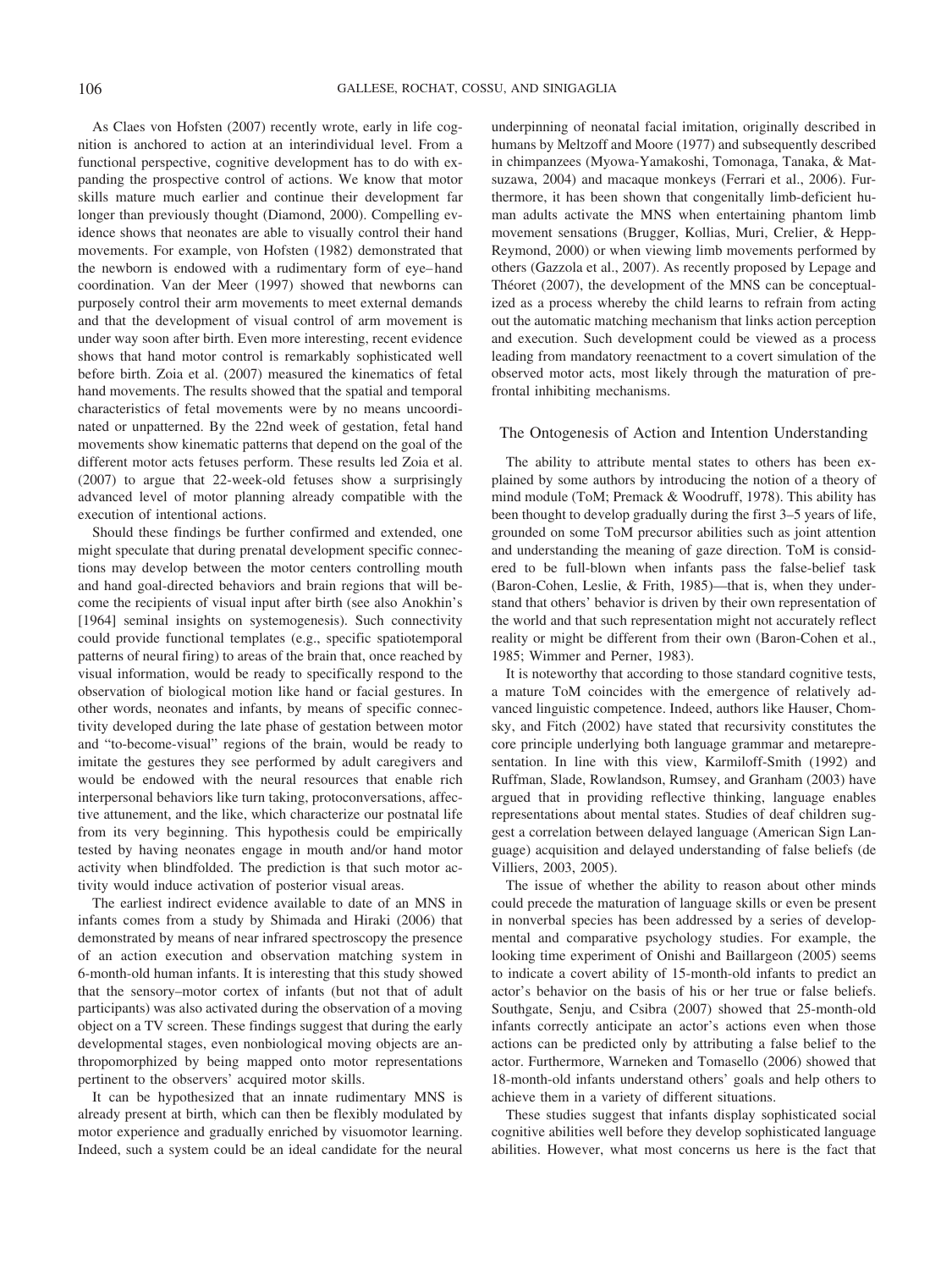As Claes von Hofsten (2007) recently wrote, early in life cognition is anchored to action at an interindividual level. From a functional perspective, cognitive development has to do with expanding the prospective control of actions. We know that motor skills mature much earlier and continue their development far longer than previously thought (Diamond, 2000). Compelling evidence shows that neonates are able to visually control their hand movements. For example, von Hofsten (1982) demonstrated that the newborn is endowed with a rudimentary form of eye–hand coordination. Van der Meer (1997) showed that newborns can purposely control their arm movements to meet external demands and that the development of visual control of arm movement is under way soon after birth. Even more interesting, recent evidence shows that hand motor control is remarkably sophisticated well before birth. Zoia et al. (2007) measured the kinematics of fetal hand movements. The results showed that the spatial and temporal characteristics of fetal movements were by no means uncoordinated or unpatterned. By the 22nd week of gestation, fetal hand movements show kinematic patterns that depend on the goal of the different motor acts fetuses perform. These results led Zoia et al. (2007) to argue that 22-week-old fetuses show a surprisingly advanced level of motor planning already compatible with the execution of intentional actions.

Should these findings be further confirmed and extended, one might speculate that during prenatal development specific connections may develop between the motor centers controlling mouth and hand goal-directed behaviors and brain regions that will become the recipients of visual input after birth (see also Anokhin's [1964] seminal insights on systemogenesis). Such connectivity could provide functional templates (e.g., specific spatiotemporal patterns of neural firing) to areas of the brain that, once reached by visual information, would be ready to specifically respond to the observation of biological motion like hand or facial gestures. In other words, neonates and infants, by means of specific connectivity developed during the late phase of gestation between motor and "to-become-visual" regions of the brain, would be ready to imitate the gestures they see performed by adult caregivers and would be endowed with the neural resources that enable rich interpersonal behaviors like turn taking, protoconversations, affective attunement, and the like, which characterize our postnatal life from its very beginning. This hypothesis could be empirically tested by having neonates engage in mouth and/or hand motor activity when blindfolded. The prediction is that such motor activity would induce activation of posterior visual areas.

The earliest indirect evidence available to date of an MNS in infants comes from a study by Shimada and Hiraki (2006) that demonstrated by means of near infrared spectroscopy the presence of an action execution and observation matching system in 6-month-old human infants. It is interesting that this study showed that the sensory–motor cortex of infants (but not that of adult participants) was also activated during the observation of a moving object on a TV screen. These findings suggest that during the early developmental stages, even nonbiological moving objects are anthropomorphized by being mapped onto motor representations pertinent to the observers' acquired motor skills.

It can be hypothesized that an innate rudimentary MNS is already present at birth, which can then be flexibly modulated by motor experience and gradually enriched by visuomotor learning. Indeed, such a system could be an ideal candidate for the neural underpinning of neonatal facial imitation, originally described in humans by Meltzoff and Moore (1977) and subsequently described in chimpanzees (Myowa-Yamakoshi, Tomonaga, Tanaka, & Matsuzawa, 2004) and macaque monkeys (Ferrari et al., 2006). Furthermore, it has been shown that congenitally limb-deficient human adults activate the MNS when entertaining phantom limb movement sensations (Brugger, Kollias, Muri, Crelier, & Hepp-Reymond, 2000) or when viewing limb movements performed by others (Gazzola et al., 2007). As recently proposed by Lepage and Théoret (2007), the development of the MNS can be conceptualized as a process whereby the child learns to refrain from acting out the automatic matching mechanism that links action perception and execution. Such development could be viewed as a process leading from mandatory reenactment to a covert simulation of the observed motor acts, most likely through the maturation of prefrontal inhibiting mechanisms.

## The Ontogenesis of Action and Intention Understanding

The ability to attribute mental states to others has been explained by some authors by introducing the notion of a theory of mind module (ToM; Premack & Woodruff, 1978). This ability has been thought to develop gradually during the first 3–5 years of life, grounded on some ToM precursor abilities such as joint attention and understanding the meaning of gaze direction. ToM is considered to be full-blown when infants pass the false-belief task (Baron-Cohen, Leslie, & Frith, 1985)—that is, when they understand that others' behavior is driven by their own representation of the world and that such representation might not accurately reflect reality or might be different from their own (Baron-Cohen et al., 1985; Wimmer and Perner, 1983).

It is noteworthy that according to those standard cognitive tests, a mature ToM coincides with the emergence of relatively advanced linguistic competence. Indeed, authors like Hauser, Chomsky, and Fitch (2002) have stated that recursivity constitutes the core principle underlying both language grammar and metarepresentation. In line with this view, Karmiloff-Smith (1992) and Ruffman, Slade, Rowlandson, Rumsey, and Granham (2003) have argued that in providing reflective thinking, language enables representations about mental states. Studies of deaf children suggest a correlation between delayed language (American Sign Language) acquisition and delayed understanding of false beliefs (de Villiers, 2003, 2005).

The issue of whether the ability to reason about other minds could precede the maturation of language skills or even be present in nonverbal species has been addressed by a series of developmental and comparative psychology studies. For example, the looking time experiment of Onishi and Baillargeon (2005) seems to indicate a covert ability of 15-month-old infants to predict an actor's behavior on the basis of his or her true or false beliefs. Southgate, Senju, and Csibra (2007) showed that 25-month-old infants correctly anticipate an actor's actions even when those actions can be predicted only by attributing a false belief to the actor. Furthermore, Warneken and Tomasello (2006) showed that 18-month-old infants understand others' goals and help others to achieve them in a variety of different situations.

These studies suggest that infants display sophisticated social cognitive abilities well before they develop sophisticated language abilities. However, what most concerns us here is the fact that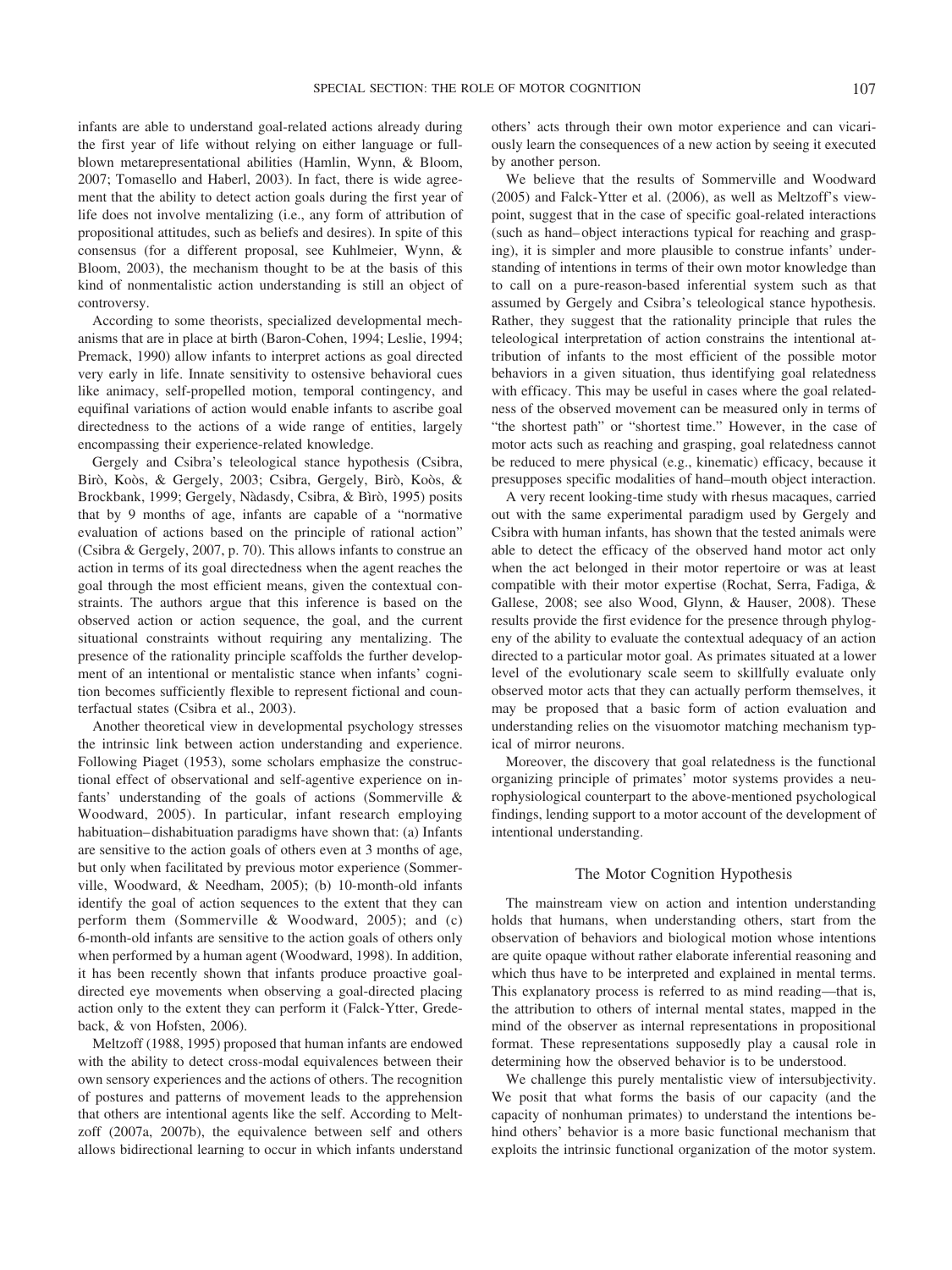infants are able to understand goal-related actions already during the first year of life without relying on either language or full-blown metarepresentational abilities (Hamlin, Wynn, & Bloom, 2007; Tomasello and Haberl, 2003). In fact, there is wide agreement that the ability to detect action goals during the first year of life does not involve mentalizing (i.e., any form of attribution of propositional attitudes, such as beliefs and desires). In spite of this consensus (for a different proposal, see Kuhlmeier, Wynn, & Bloom, 2003), the mechanism thought to be at the basis of this kind of nonmentalistic action understanding is still an object of controversy.

According to some theorists, specialized developmental mechanisms that are in place at birth (Baron-Cohen, 1994; Leslie, 1994; Premack, 1990) allow infants to interpret actions as goal directed very early in life. Innate sensitivity to ostensive behavioral cues like animacy, self-propelled motion, temporal contingency, and equifinal variations of action would enable infants to ascribe goal directedness to the actions of a wide range of entities, largely encompassing their experience-related knowledge.

Gergely and Csibra's teleological stance hypothesis (Csibra, Birò, Koòs, & Gergely, 2003; Csibra, Gergely, Birò, Koòs, & Brockbank, 1999; Gergely, Nàdasdy, Csibra, & Bìrò, 1995) posits that by 9 months of age, infants are capable of a "normative evaluation of actions based on the principle of rational action" (Csibra & Gergely, 2007, p. 70). This allows infants to construe an action in terms of its goal directedness when the agent reaches the goal through the most efficient means, given the contextual constraints. The authors argue that this inference is based on the observed action or action sequence, the goal, and the current situational constraints without requiring any mentalizing. The presence of the rationality principle scaffolds the further development of an intentional or mentalistic stance when infants' cognition becomes sufficiently flexible to represent fictional and counterfactual states (Csibra et al., 2003).

Another theoretical view in developmental psychology stresses the intrinsic link between action understanding and experience. Following Piaget (1953), some scholars emphasize the constructional effect of observational and self-agentive experience on infants' understanding of the goals of actions (Sommerville & Woodward, 2005). In particular, infant research employing habituation–dishabituation paradigms have shown that: (a) Infants are sensitive to the action goals of others even at 3 months of age, but only when facilitated by previous motor experience (Sommerville, Woodward, & Needham, 2005); (b) 10-month-old infants identify the goal of action sequences to the extent that they can perform them (Sommerville & Woodward, 2005); and (c) 6-month-old infants are sensitive to the action goals of others only when performed by a human agent (Woodward, 1998). In addition, it has been recently shown that infants produce proactive goal-directed eye movements when observing a goal-directed placing action only to the extent they can perform it (Falck-Ytter, Gredeback, & von Hofsten, 2006).

Meltzoff (1988, 1995) proposed that human infants are endowed with the ability to detect cross-modal equivalences between their own sensory experiences and the actions of others. The recognition of postures and patterns of movement leads to the apprehension that others are intentional agents like the self. According to Meltzoff (2007a, 2007b), the equivalence between self and others allows bidirectional learning to occur in which infants understand others' acts through their own motor experience and can vicariously learn the consequences of a new action by seeing it executed by another person.

We believe that the results of Sommerville and Woodward (2005) and Falck-Ytter et al. (2006), as well as Meltzoff's viewpoint, suggest that in the case of specific goal-related interactions (such as hand–object interactions typical for reaching and grasping), it is simpler and more plausible to construe infants' understanding of intentions in terms of their own motor knowledge than to call on a pure-reason-based inferential system such as that assumed by Gergely and Csibra's teleological stance hypothesis. Rather, they suggest that the rationality principle that rules the teleological interpretation of action constrains the intentional attribution of infants to the most efficient of the possible motor behaviors in a given situation, thus identifying goal relatedness with efficacy. This may be useful in cases where the goal relatedness of the observed movement can be measured only in terms of "the shortest path" or "shortest time." However, in the case of motor acts such as reaching and grasping, goal relatedness cannot be reduced to mere physical (e.g., kinematic) efficacy, because it presupposes specific modalities of hand–mouth object interaction.

A very recent looking-time study with rhesus macaques, carried out with the same experimental paradigm used by Gergely and Csibra with human infants, has shown that the tested animals were able to detect the efficacy of the observed hand motor act only when the act belonged in their motor repertoire or was at least compatible with their motor expertise (Rochat, Serra, Fadiga, & Gallese, 2008; see also Wood, Glynn, & Hauser, 2008). These results provide the first evidence for the presence through phylogeny of the ability to evaluate the contextual adequacy of an action directed to a particular motor goal. As primates situated at a lower level of the evolutionary scale seem to skillfully evaluate only observed motor acts that they can actually perform themselves, it may be proposed that a basic form of action evaluation and understanding relies on the visuomotor matching mechanism typical of mirror neurons.

Moreover, the discovery that goal relatedness is the functional organizing principle of primates' motor systems provides a neurophysiological counterpart to the above-mentioned psychological findings, lending support to a motor account of the development of intentional understanding.

## The Motor Cognition Hypothesis

The mainstream view on action and intention understanding holds that humans, when understanding others, start from the observation of behaviors and biological motion whose intentions are quite opaque without rather elaborate inferential reasoning and which thus have to be interpreted and explained in mental terms. This explanatory process is referred to as mind reading—that is, the attribution to others of internal mental states, mapped in the mind of the observer as internal representations in propositional format. These representations supposedly play a causal role in determining how the observed behavior is to be understood.

We challenge this purely mentalistic view of intersubjectivity. We posit that what forms the basis of our capacity (and the capacity of nonhuman primates) to understand the intentions behind others' behavior is a more basic functional mechanism that exploits the intrinsic functional organization of the motor system.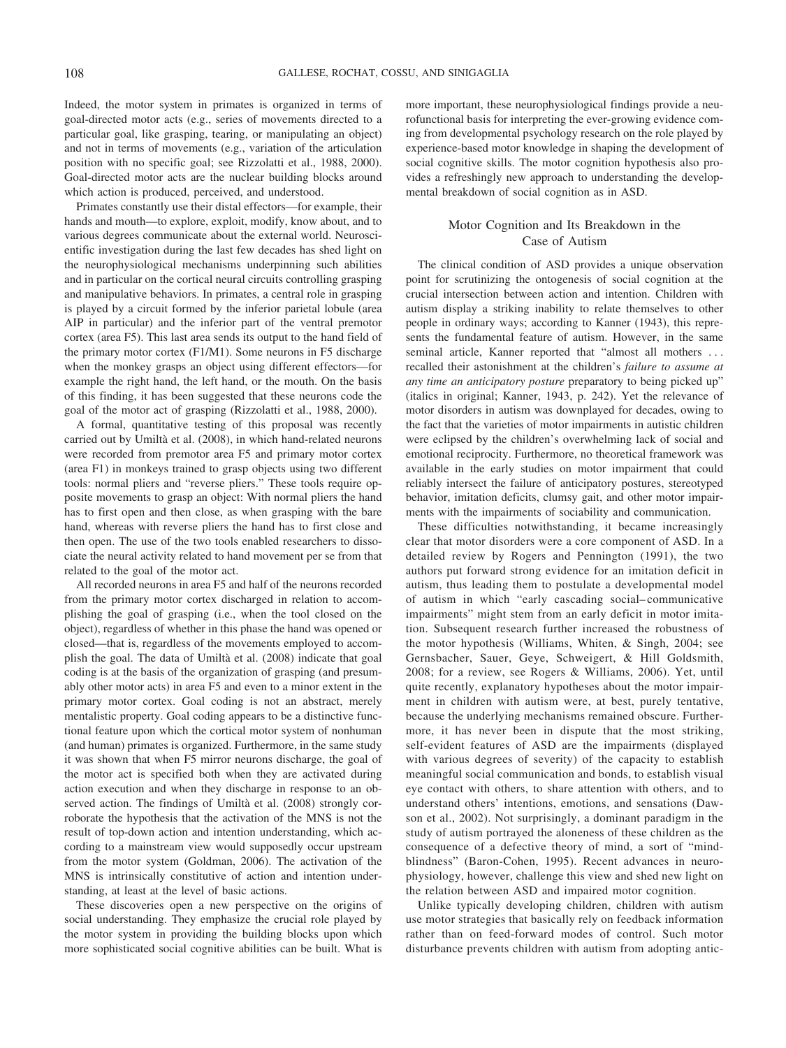Indeed, the motor system in primates is organized in terms of goal-directed motor acts (e.g., series of movements directed to a particular goal, like grasping, tearing, or manipulating an object) and not in terms of movements (e.g., variation of the articulation position with no specific goal; see Rizzolatti et al., 1988, 2000). Goal-directed motor acts are the nuclear building blocks around which action is produced, perceived, and understood.

Primates constantly use their distal effectors—for example, their hands and mouth—to explore, exploit, modify, know about, and to various degrees communicate about the external world. Neuroscientific investigation during the last few decades has shed light on the neurophysiological mechanisms underpinning such abilities and in particular on the cortical neural circuits controlling grasping and manipulative behaviors. In primates, a central role in grasping is played by a circuit formed by the inferior parietal lobule (area AIP in particular) and the inferior part of the ventral premotor cortex (area F5). This last area sends its output to the hand field of the primary motor cortex (F1/M1). Some neurons in F5 discharge when the monkey grasps an object using different effectors—for example the right hand, the left hand, or the mouth. On the basis of this finding, it has been suggested that these neurons code the goal of the motor act of grasping (Rizzolatti et al., 1988, 2000).

A formal, quantitative testing of this proposal was recently carried out by Umiltà et al. (2008), in which hand-related neurons were recorded from premotor area F5 and primary motor cortex (area F1) in monkeys trained to grasp objects using two different tools: normal pliers and "reverse pliers." These tools require opposite movements to grasp an object: With normal pliers the hand has to first open and then close, as when grasping with the bare hand, whereas with reverse pliers the hand has to first close and then open. The use of the two tools enabled researchers to dissociate the neural activity related to hand movement per se from that related to the goal of the motor act.

All recorded neurons in area F5 and half of the neurons recorded from the primary motor cortex discharged in relation to accomplishing the goal of grasping (i.e., when the tool closed on the object), regardless of whether in this phase the hand was opened or closed—that is, regardless of the movements employed to accomplish the goal. The data of Umiltà et al. (2008) indicate that goal coding is at the basis of the organization of grasping (and presumably other motor acts) in area F5 and even to a minor extent in the primary motor cortex. Goal coding is not an abstract, merely mentalistic property. Goal coding appears to be a distinctive functional feature upon which the cortical motor system of nonhuman (and human) primates is organized. Furthermore, in the same study it was shown that when F5 mirror neurons discharge, the goal of the motor act is specified both when they are activated during action execution and when they discharge in response to an observed action. The findings of Umiltà et al. (2008) strongly corroborate the hypothesis that the activation of the MNS is not the result of top-down action and intention understanding, which according to a mainstream view would supposedly occur upstream from the motor system (Goldman, 2006). The activation of the MNS is intrinsically constitutive of action and intention understanding, at least at the level of basic actions.

These discoveries open a new perspective on the origins of social understanding. They emphasize the crucial role played by the motor system in providing the building blocks upon which more sophisticated social cognitive abilities can be built. What is more important, these neurophysiological findings provide a neurofunctional basis for interpreting the ever-growing evidence coming from developmental psychology research on the role played by experience-based motor knowledge in shaping the development of social cognitive skills. The motor cognition hypothesis also provides a refreshingly new approach to understanding the developmental breakdown of social cognition as in ASD.

## Motor Cognition and Its Breakdown in the Case of Autism

The clinical condition of ASD provides a unique observation point for scrutinizing the ontogenesis of social cognition at the crucial intersection between action and intention. Children with autism display a striking inability to relate themselves to other people in ordinary ways; according to Kanner (1943), this represents the fundamental feature of autism. However, in the same seminal article, Kanner reported that "almost all mothers . . . recalled their astonishment at the children's *failure to assume at any time an anticipatory posture* preparatory to being picked up" (italics in original; Kanner, 1943, p. 242). Yet the relevance of motor disorders in autism was downplayed for decades, owing to the fact that the varieties of motor impairments in autistic children were eclipsed by the children's overwhelming lack of social and emotional reciprocity. Furthermore, no theoretical framework was available in the early studies on motor impairment that could reliably intersect the failure of anticipatory postures, stereotyped behavior, imitation deficits, clumsy gait, and other motor impairments with the impairments of sociability and communication.

These difficulties notwithstanding, it became increasingly clear that motor disorders were a core component of ASD. In a detailed review by Rogers and Pennington (1991), the two authors put forward strong evidence for an imitation deficit in autism, thus leading them to postulate a developmental model of autism in which "early cascading social–communicative impairments" might stem from an early deficit in motor imitation. Subsequent research further increased the robustness of the motor hypothesis (Williams, Whiten, & Singh, 2004; see Gernsbacher, Sauer, Geye, Schweigert, & Hill Goldsmith, 2008; for a review, see Rogers & Williams, 2006). Yet, until quite recently, explanatory hypotheses about the motor impairment in children with autism were, at best, purely tentative, because the underlying mechanisms remained obscure. Furthermore, it has never been in dispute that the most striking, self-evident features of ASD are the impairments (displayed with various degrees of severity) of the capacity to establish meaningful social communication and bonds, to establish visual eye contact with others, to share attention with others, and to understand others' intentions, emotions, and sensations (Dawson et al., 2002). Not surprisingly, a dominant paradigm in the study of autism portrayed the aloneness of these children as the consequence of a defective theory of mind, a sort of "mindblindness" (Baron-Cohen, 1995). Recent advances in neurophysiology, however, challenge this view and shed new light on the relation between ASD and impaired motor cognition.

Unlike typically developing children, children with autism use motor strategies that basically rely on feedback information rather than on feed-forward modes of control. Such motor disturbance prevents children with autism from adopting antic-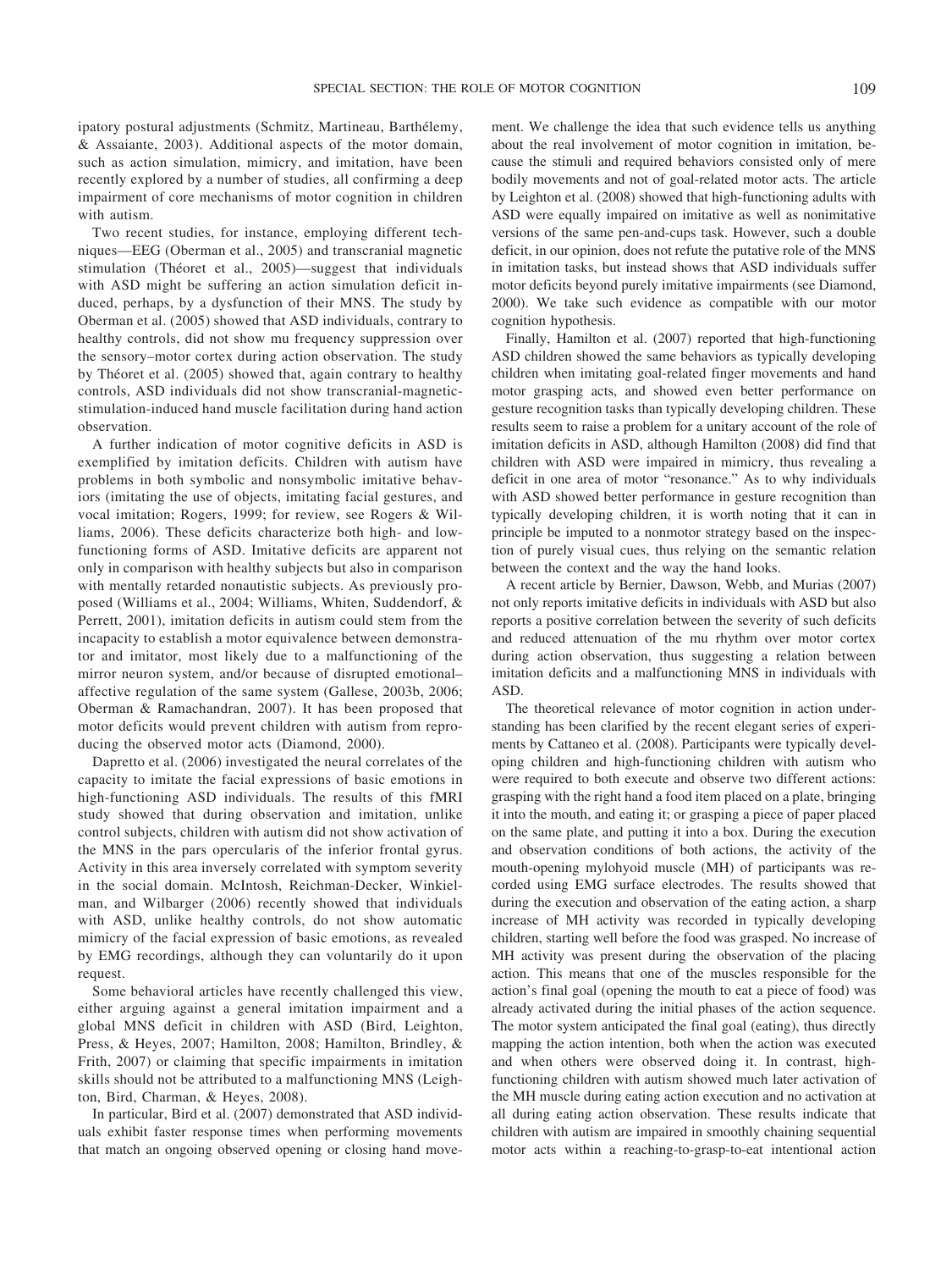ipatory postural adjustments (Schmitz, Martineau, Barthélemy, & Assaiante, 2003). Additional aspects of the motor domain, such as action simulation, mimicry, and imitation, have been recently explored by a number of studies, all confirming a deep impairment of core mechanisms of motor cognition in children with autism.

Two recent studies, for instance, employing different techniques—EEG (Oberman et al., 2005) and transcranial magnetic stimulation (Théoret et al., 2005)—suggest that individuals with ASD might be suffering an action simulation deficit induced, perhaps, by a dysfunction of their MNS. The study by Oberman et al. (2005) showed that ASD individuals, contrary to healthy controls, did not show mu frequency suppression over the sensory–motor cortex during action observation. The study by Théoret et al. (2005) showed that, again contrary to healthy controls, ASD individuals did not show transcranial-magnetic-stimulation-induced hand muscle facilitation during hand action observation.

A further indication of motor cognitive deficits in ASD is exemplified by imitation deficits. Children with autism have problems in both symbolic and nonsymbolic imitative behaviors (imitating the use of objects, imitating facial gestures, and vocal imitation; Rogers, 1999; for review, see Rogers & Williams, 2006). These deficits characterize both high- and low-functioning forms of ASD. Imitative deficits are apparent not only in comparison with healthy subjects but also in comparison with mentally retarded nonautistic subjects. As previously proposed (Williams et al., 2004; Williams, Whiten, Suddendorf, & Perrett, 2001), imitation deficits in autism could stem from the incapacity to establish a motor equivalence between demonstrator and imitator, most likely due to a malfunctioning of the mirror neuron system, and/or because of disrupted emotional–affective regulation of the same system (Gallese, 2003b, 2006; Oberman & Ramachandran, 2007). It has been proposed that motor deficits would prevent children with autism from reproducing the observed motor acts (Diamond, 2000).

Dapretto et al. (2006) investigated the neural correlates of the capacity to imitate the facial expressions of basic emotions in high-functioning ASD individuals. The results of this fMRI study showed that during observation and imitation, unlike control subjects, children with autism did not show activation of the MNS in the pars opercularis of the inferior frontal gyrus. Activity in this area inversely correlated with symptom severity in the social domain. McIntosh, Reichman-Decker, Winkielman, and Wilbarger (2006) recently showed that individuals with ASD, unlike healthy controls, do not show automatic mimicry of the facial expression of basic emotions, as revealed by EMG recordings, although they can voluntarily do it upon request.

Some behavioral articles have recently challenged this view, either arguing against a general imitation impairment and a global MNS deficit in children with ASD (Bird, Leighton, Press, & Heyes, 2007; Hamilton, 2008; Hamilton, Brindley, & Frith, 2007) or claiming that specific impairments in imitation skills should not be attributed to a malfunctioning MNS (Leighton, Bird, Charman, & Heyes, 2008).

In particular, Bird et al. (2007) demonstrated that ASD individuals exhibit faster response times when performing movements that match an ongoing observed opening or closing hand movement. We challenge the idea that such evidence tells us anything about the real involvement of motor cognition in imitation, because the stimuli and required behaviors consisted only of mere bodily movements and not of goal-related motor acts. The article by Leighton et al. (2008) showed that high-functioning adults with ASD were equally impaired on imitative as well as nonimitative versions of the same pen-and-cups task. However, such a double deficit, in our opinion, does not refute the putative role of the MNS in imitation tasks, but instead shows that ASD individuals suffer motor deficits beyond purely imitative impairments (see Diamond, 2000). We take such evidence as compatible with our motor cognition hypothesis.

Finally, Hamilton et al. (2007) reported that high-functioning ASD children showed the same behaviors as typically developing children when imitating goal-related finger movements and hand motor grasping acts, and showed even better performance on gesture recognition tasks than typically developing children. These results seem to raise a problem for a unitary account of the role of imitation deficits in ASD, although Hamilton (2008) did find that children with ASD were impaired in mimicry, thus revealing a deficit in one area of motor "resonance." As to why individuals with ASD showed better performance in gesture recognition than typically developing children, it is worth noting that it can in principle be imputed to a nonmotor strategy based on the inspection of purely visual cues, thus relying on the semantic relation between the context and the way the hand looks.

A recent article by Bernier, Dawson, Webb, and Murias (2007) not only reports imitative deficits in individuals with ASD but also reports a positive correlation between the severity of such deficits and reduced attenuation of the mu rhythm over motor cortex during action observation, thus suggesting a relation between imitation deficits and a malfunctioning MNS in individuals with ASD.

The theoretical relevance of motor cognition in action understanding has been clarified by the recent elegant series of experiments by Cattaneo et al. (2008). Participants were typically developing children and high-functioning children with autism who were required to both execute and observe two different actions: grasping with the right hand a food item placed on a plate, bringing it into the mouth, and eating it; or grasping a piece of paper placed on the same plate, and putting it into a box. During the execution and observation conditions of both actions, the activity of the mouth-opening mylohyoid muscle (MH) of participants was recorded using EMG surface electrodes. The results showed that during the execution and observation of the eating action, a sharp increase of MH activity was recorded in typically developing children, starting well before the food was grasped. No increase of MH activity was present during the observation of the placing action. This means that one of the muscles responsible for the action's final goal (opening the mouth to eat a piece of food) was already activated during the initial phases of the action sequence. The motor system anticipated the final goal (eating), thus directly mapping the action intention, both when the action was executed and when others were observed doing it. In contrast, high-functioning children with autism showed much later activation of the MH muscle during eating action execution and no activation at all during eating action observation. These results indicate that children with autism are impaired in smoothly chaining sequential motor acts within a reaching-to-grasp-to-eat intentional action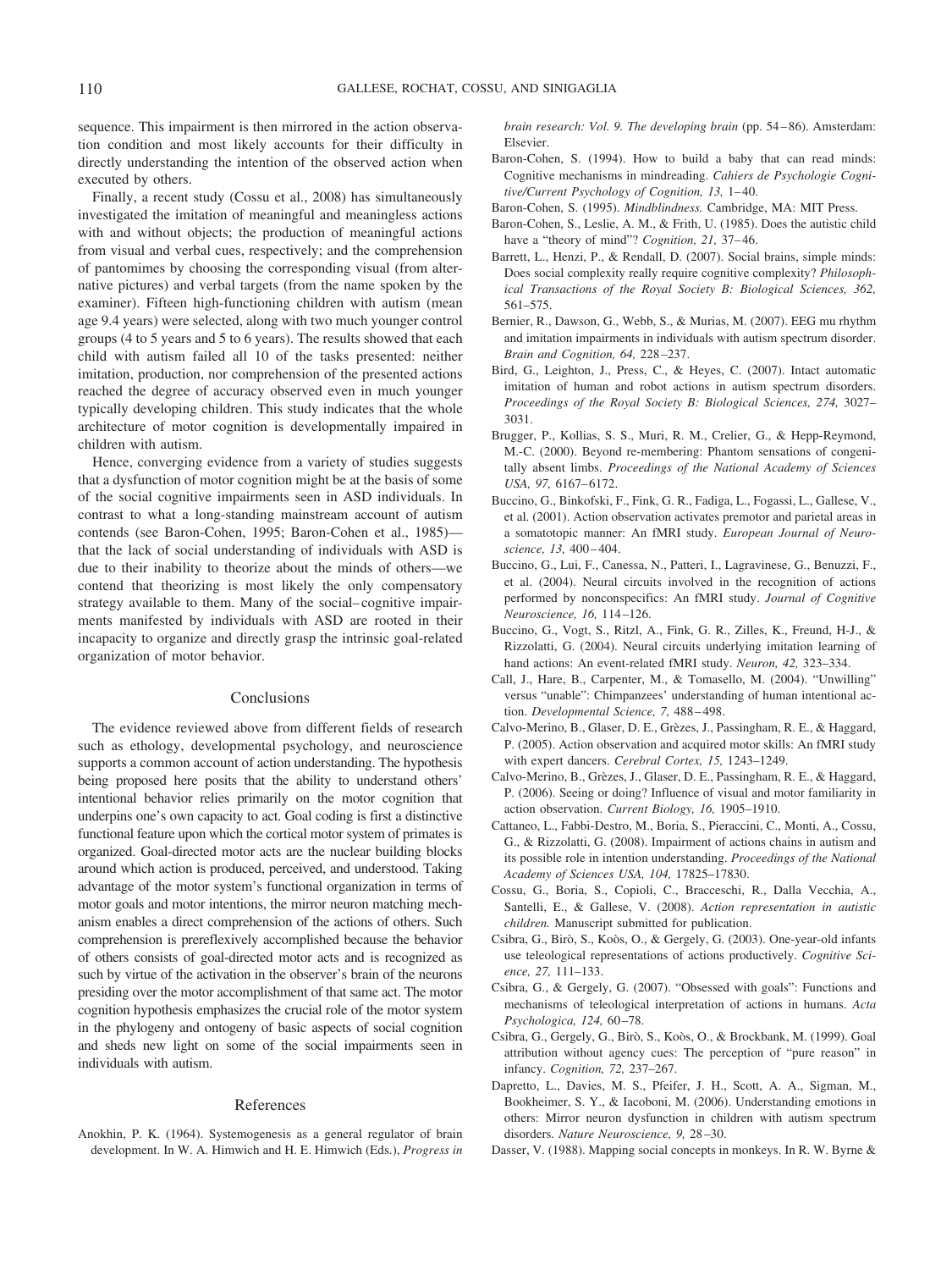sequence. This impairment is then mirrored in the action observation condition and most likely accounts for their difficulty in directly understanding the intention of the observed action when executed by others.

Finally, a recent study (Cossu et al., 2008) has simultaneously investigated the imitation of meaningful and meaningless actions with and without objects; the production of meaningful actions from visual and verbal cues, respectively; and the comprehension of pantomimes by choosing the corresponding visual (from alternative pictures) and verbal targets (from the name spoken by the examiner). Fifteen high-functioning children with autism (mean age 9.4 years) were selected, along with two much younger control groups (4 to 5 years and 5 to 6 years). The results showed that each child with autism failed all 10 of the tasks presented: neither imitation, production, nor comprehension of the presented actions reached the degree of accuracy observed even in much younger typically developing children. This study indicates that the whole architecture of motor cognition is developmentally impaired in children with autism.

Hence, converging evidence from a variety of studies suggests that a dysfunction of motor cognition might be at the basis of some of the social cognitive impairments seen in ASD individuals. In contrast to what a long-standing mainstream account of autism contends (see Baron-Cohen, 1995; Baron-Cohen et al., 1985)—that the lack of social understanding of individuals with ASD is due to their inability to theorize about the minds of others—we contend that theorizing is most likely the only compensatory strategy available to them. Many of the social–cognitive impairments manifested by individuals with ASD are rooted in their incapacity to organize and directly grasp the intrinsic goal-related organization of motor behavior.

## Conclusions

The evidence reviewed above from different fields of research such as ethology, developmental psychology, and neuroscience supports a common account of action understanding. The hypothesis being proposed here posits that the ability to understand others' intentional behavior relies primarily on the motor cognition that underpins one's own capacity to act. Goal coding is first a distinctive functional feature upon which the cortical motor system of primates is organized. Goal-directed motor acts are the nuclear building blocks around which action is produced, perceived, and understood. Taking advantage of the motor system's functional organization in terms of motor goals and motor intentions, the mirror neuron matching mechanism enables a direct comprehension of the actions of others. Such comprehension is prereflexively accomplished because the behavior of others consists of goal-directed motor acts and is recognized as such by virtue of the activation in the observer's brain of the neurons presiding over the motor accomplishment of that same act. The motor cognition hypothesis emphasizes the crucial role of the motor system in the phylogeny and ontogeny of basic aspects of social cognition and sheds new light on some of the social impairments seen in individuals with autism.

## References

Anokhin, P. K. (1964). Systemogenesis as a general regulator of brain development. In W. A. Himwich and H. E. Himwich (Eds.), *Progress in brain research: Vol. 9. The developing brain* (pp. 54–86). Amsterdam: Elsevier.

Baron-Cohen, S. (1994). How to build a baby that can read minds: Cognitive mechanisms in mindreading. *Cahiers de Psychologie Cognitive/Current Psychology of Cognition, 13,* 1–40.

Baron-Cohen, S. (1995). *Mindblindness.* Cambridge, MA: MIT Press.

Baron-Cohen, S., Leslie, A. M., & Frith, U. (1985). Does the autistic child have a "theory of mind"? *Cognition, 21,* 37–46.

Barrett, L., Henzi, P., & Rendall, D. (2007). Social brains, simple minds: Does social complexity really require cognitive complexity? *Philosophical Transactions of the Royal Society B: Biological Sciences, 362,* 561–575.

Bernier, R., Dawson, G., Webb, S., & Murias, M. (2007). EEG mu rhythm and imitation impairments in individuals with autism spectrum disorder. *Brain and Cognition, 64,* 228–237.

Bird, G., Leighton, J., Press, C., & Heyes, C. (2007). Intact automatic imitation of human and robot actions in autism spectrum disorders. *Proceedings of the Royal Society B: Biological Sciences, 274,* 3027–3031.

Brugger, P., Kollias, S. S., Muri, R. M., Crelier, G., & Hepp-Reymond, M.-C. (2000). Beyond re-membering: Phantom sensations of congenitally absent limbs. *Proceedings of the National Academy of Sciences USA, 97,* 6167–6172.

Buccino, G., Binkofski, F., Fink, G. R., Fadiga, L., Fogassi, L., Gallese, V., et al. (2001). Action observation activates premotor and parietal areas in a somatotopic manner: An fMRI study. *European Journal of Neuroscience, 13,* 400–404.

Buccino, G., Lui, F., Canessa, N., Patteri, I., Lagravinese, G., Benuzzi, F., et al. (2004). Neural circuits involved in the recognition of actions performed by nonconspecifics: An fMRI study. *Journal of Cognitive Neuroscience, 16,* 114–126.

Buccino, G., Vogt, S., Ritzl, A., Fink, G. R., Zilles, K., Freund, H-J., & Rizzolatti, G. (2004). Neural circuits underlying imitation learning of hand actions: An event-related fMRI study. *Neuron, 42,* 323–334.

Call, J., Hare, B., Carpenter, M., & Tomasello, M. (2004). "Unwilling" versus "unable": Chimpanzees' understanding of human intentional action. *Developmental Science, 7,* 488–498.

Calvo-Merino, B., Glaser, D. E., Grèzes, J., Passingham, R. E., & Haggard, P. (2005). Action observation and acquired motor skills: An fMRI study with expert dancers. *Cerebral Cortex, 15,* 1243–1249.

Calvo-Merino, B., Grèzes, J., Glaser, D. E., Passingham, R. E., & Haggard, P. (2006). Seeing or doing? Influence of visual and motor familiarity in action observation. *Current Biology, 16,* 1905–1910.

Cattaneo, L., Fabbi-Destro, M., Boria, S., Pieraccini, C., Monti, A., Cossu, G., & Rizzolatti, G. (2008). Impairment of actions chains in autism and its possible role in intention understanding. *Proceedings of the National Academy of Sciences USA, 104,* 17825–17830.

Cossu, G., Boria, S., Copioli, C., Bracceschi, R., Dalla Vecchia, A., Santelli, E., & Gallese, V. (2008). *Action representation in autistic children.* Manuscript submitted for publication.

Csibra, G., Birò, S., Koòs, O., & Gergely, G. (2003). One-year-old infants use teleological representations of actions productively. *Cognitive Science, 27,* 111–133.

Csibra, G., & Gergely, G. (2007). "Obsessed with goals": Functions and mechanisms of teleological interpretation of actions in humans. *Acta Psychologica, 124,* 60–78.

Csibra, G., Gergely, G., Birò, S., Koòs, O., & Brockbank, M. (1999). Goal attribution without agency cues: The perception of "pure reason" in infancy. *Cognition, 72,* 237–267.

Dapretto, L., Davies, M. S., Pfeifer, J. H., Scott, A. A., Sigman, M., Bookheimer, S. Y., & Iacoboni, M. (2006). Understanding emotions in others: Mirror neuron dysfunction in children with autism spectrum disorders. *Nature Neuroscience, 9,* 28–30.

Dasser, V. (1988). Mapping social concepts in monkeys. In R. W. Byrne &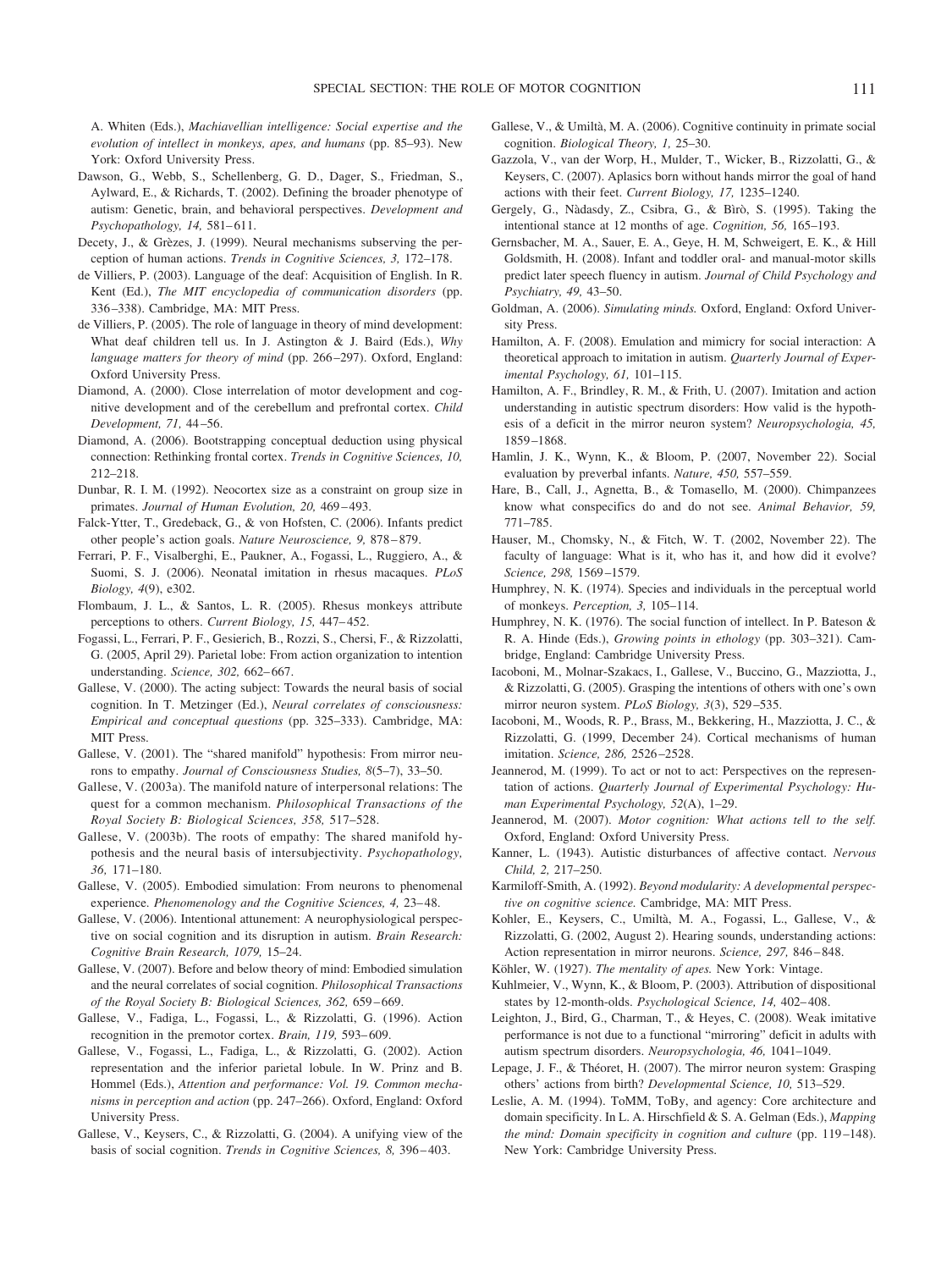A. Whiten (Eds.), *Machiavellian intelligence: Social expertise and the evolution of intellect in monkeys, apes, and humans* (pp. 85–93). New York: Oxford University Press.

Dawson, G., Webb, S., Schellenberg, G. D., Dager, S., Friedman, S., Aylward, E., & Richards, T. (2002). Defining the broader phenotype of autism: Genetic, brain, and behavioral perspectives. *Development and Psychopathology, 14,* 581–611.

Decety, J., & Grèzes, J. (1999). Neural mechanisms subserving the perception of human actions. *Trends in Cognitive Sciences, 3,* 172–178.

de Villiers, P. (2003). Language of the deaf: Acquisition of English. In R. Kent (Ed.), *The MIT encyclopedia of communication disorders* (pp. 336–338). Cambridge, MA: MIT Press.

de Villiers, P. (2005). The role of language in theory of mind development: What deaf children tell us. In J. Astington & J. Baird (Eds.), *Why language matters for theory of mind* (pp. 266–297). Oxford, England: Oxford University Press.

Diamond, A. (2000). Close interrelation of motor development and cognitive development and of the cerebellum and prefrontal cortex. *Child Development, 71,* 44–56.

Diamond, A. (2006). Bootstrapping conceptual deduction using physical connection: Rethinking frontal cortex. *Trends in Cognitive Sciences, 10,* 212–218.

Dunbar, R. I. M. (1992). Neocortex size as a constraint on group size in primates. *Journal of Human Evolution, 20,* 469–493.

Falck-Ytter, T., Gredeback, G., & von Hofsten, C. (2006). Infants predict other people's action goals. *Nature Neuroscience, 9,* 878–879.

Ferrari, P. F., Visalberghi, E., Paukner, A., Fogassi, L., Ruggiero, A., & Suomi, S. J. (2006). Neonatal imitation in rhesus macaques. *PLoS Biology, 4*(9), e302.

Flombaum, J. L., & Santos, L. R. (2005). Rhesus monkeys attribute perceptions to others. *Current Biology, 15,* 447–452.

Fogassi, L., Ferrari, P. F., Gesierich, B., Rozzi, S., Chersi, F., & Rizzolatti, G. (2005, April 29). Parietal lobe: From action organization to intention understanding. *Science, 302,* 662–667.

Gallese, V. (2000). The acting subject: Towards the neural basis of social cognition. In T. Metzinger (Ed.), *Neural correlates of consciousness: Empirical and conceptual questions* (pp. 325–333). Cambridge, MA: MIT Press.

Gallese, V. (2001). The "shared manifold" hypothesis: From mirror neurons to empathy. *Journal of Consciousness Studies, 8*(5–7), 33–50.

Gallese, V. (2003a). The manifold nature of interpersonal relations: The quest for a common mechanism. *Philosophical Transactions of the Royal Society B: Biological Sciences, 358,* 517–528.

Gallese, V. (2003b). The roots of empathy: The shared manifold hypothesis and the neural basis of intersubjectivity. *Psychopathology, 36,* 171–180.

Gallese, V. (2005). Embodied simulation: From neurons to phenomenal experience. *Phenomenology and the Cognitive Sciences, 4,* 23–48.

Gallese, V. (2006). Intentional attunement: A neurophysiological perspective on social cognition and its disruption in autism. *Brain Research: Cognitive Brain Research, 1079,* 15–24.

Gallese, V. (2007). Before and below theory of mind: Embodied simulation and the neural correlates of social cognition. *Philosophical Transactions of the Royal Society B: Biological Sciences, 362,* 659–669.

Gallese, V., Fadiga, L., Fogassi, L., & Rizzolatti, G. (1996). Action recognition in the premotor cortex. *Brain, 119,* 593–609.

Gallese, V., Fogassi, L., Fadiga, L., & Rizzolatti, G. (2002). Action representation and the inferior parietal lobule. In W. Prinz and B. Hommel (Eds.), *Attention and performance: Vol. 19. Common mechanisms in perception and action* (pp. 247–266). Oxford, England: Oxford University Press.

Gallese, V., Keysers, C., & Rizzolatti, G. (2004). A unifying view of the basis of social cognition. *Trends in Cognitive Sciences, 8,* 396–403.

Gallese, V., & Umiltà, M. A. (2006). Cognitive continuity in primate social cognition. *Biological Theory, 1,* 25–30.

Gazzola, V., van der Worp, H., Mulder, T., Wicker, B., Rizzolatti, G., & Keysers, C. (2007). Aplasics born without hands mirror the goal of hand actions with their feet. *Current Biology, 17,* 1235–1240.

Gergely, G., Nàdasdy, Z., Csibra, G., & Bìrò, S. (1995). Taking the intentional stance at 12 months of age. *Cognition, 56,* 165–193.

Gernsbacher, M. A., Sauer, E. A., Geye, H. M, Schweigert, E. K., & Hill Goldsmith, H. (2008). Infant and toddler oral- and manual-motor skills predict later speech fluency in autism. *Journal of Child Psychology and Psychiatry, 49,* 43–50.

Goldman, A. (2006). *Simulating minds.* Oxford, England: Oxford University Press.

Hamilton, A. F. (2008). Emulation and mimicry for social interaction: A theoretical approach to imitation in autism. *Quarterly Journal of Experimental Psychology, 61,* 101–115.

Hamilton, A. F., Brindley, R. M., & Frith, U. (2007). Imitation and action understanding in autistic spectrum disorders: How valid is the hypothesis of a deficit in the mirror neuron system? *Neuropsychologia, 45,* 1859–1868.

Hamlin, J. K., Wynn, K., & Bloom, P. (2007, November 22). Social evaluation by preverbal infants. *Nature, 450,* 557–559.

Hare, B., Call, J., Agnetta, B., & Tomasello, M. (2000). Chimpanzees know what conspecifics do and do not see. *Animal Behavior, 59,* 771–785.

Hauser, M., Chomsky, N., & Fitch, W. T. (2002, November 22). The faculty of language: What is it, who has it, and how did it evolve? *Science, 298,* 1569–1579.

Humphrey, N. K. (1974). Species and individuals in the perceptual world of monkeys. *Perception, 3,* 105–114.

Humphrey, N. K. (1976). The social function of intellect. In P. Bateson & R. A. Hinde (Eds.), *Growing points in ethology* (pp. 303–321). Cambridge, England: Cambridge University Press.

Iacoboni, M., Molnar-Szakacs, I., Gallese, V., Buccino, G., Mazziotta, J., & Rizzolatti, G. (2005). Grasping the intentions of others with one's own mirror neuron system. *PLoS Biology, 3*(3), 529–535.

Iacoboni, M., Woods, R. P., Brass, M., Bekkering, H., Mazziotta, J. C., & Rizzolatti, G. (1999, December 24). Cortical mechanisms of human imitation. *Science, 286,* 2526–2528.

Jeannerod, M. (1999). To act or not to act: Perspectives on the representation of actions. *Quarterly Journal of Experimental Psychology: Human Experimental Psychology, 52*(A), 1–29.

Jeannerod, M. (2007). *Motor cognition: What actions tell to the self.* Oxford, England: Oxford University Press.

Kanner, L. (1943). Autistic disturbances of affective contact. *Nervous Child, 2,* 217–250.

Karmiloff-Smith, A. (1992). *Beyond modularity: A developmental perspective on cognitive science.* Cambridge, MA: MIT Press.

Kohler, E., Keysers, C., Umiltà, M. A., Fogassi, L., Gallese, V., & Rizzolatti, G. (2002, August 2). Hearing sounds, understanding actions: Action representation in mirror neurons. *Science, 297,* 846–848.

Köhler, W. (1927). *The mentality of apes.* New York: Vintage.

Kuhlmeier, V., Wynn, K., & Bloom, P. (2003). Attribution of dispositional states by 12-month-olds. *Psychological Science, 14,* 402–408.

Leighton, J., Bird, G., Charman, T., & Heyes, C. (2008). Weak imitative performance is not due to a functional "mirroring" deficit in adults with autism spectrum disorders. *Neuropsychologia, 46,* 1041–1049.

Lepage, J. F., & Théoret, H. (2007). The mirror neuron system: Grasping others' actions from birth? *Developmental Science, 10,* 513–529.

Leslie, A. M. (1994). ToMM, ToBy, and agency: Core architecture and domain specificity. In L. A. Hirschfield & S. A. Gelman (Eds.), *Mapping the mind: Domain specificity in cognition and culture* (pp. 119–148). New York: Cambridge University Press.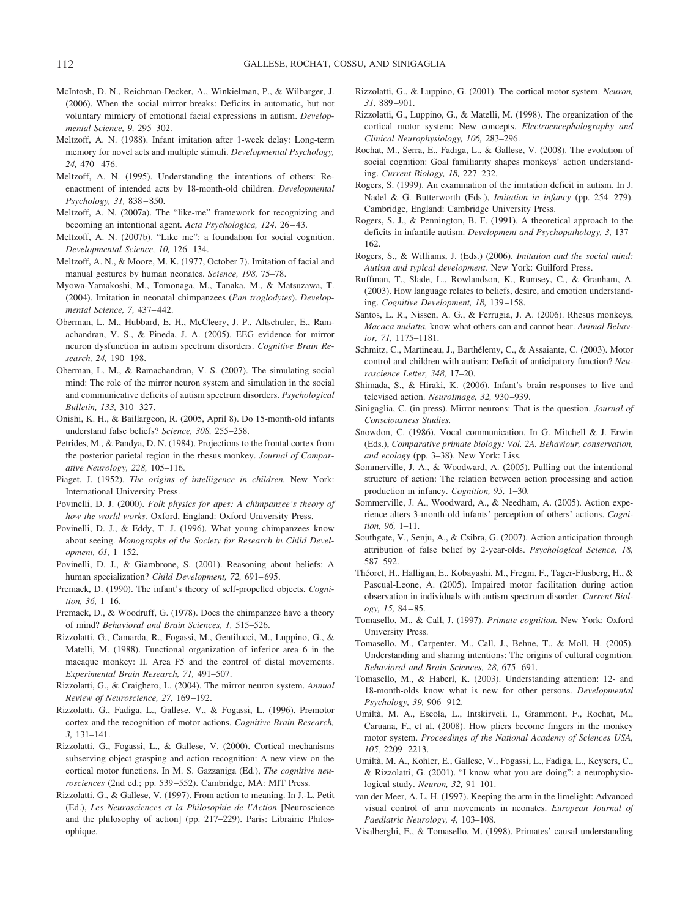McIntosh, D. N., Reichman-Decker, A., Winkielman, P., & Wilbarger, J. (2006). When the social mirror breaks: Deficits in automatic, but not voluntary mimicry of emotional facial expressions in autism. *Developmental Science, 9,* 295–302.

Meltzoff, A. N. (1988). Infant imitation after 1-week delay: Long-term memory for novel acts and multiple stimuli. *Developmental Psychology, 24,* 470–476.

Meltzoff, A. N. (1995). Understanding the intentions of others: Re-enactment of intended acts by 18-month-old children. *Developmental Psychology, 31,* 838–850.

Meltzoff, A. N. (2007a). The "like-me" framework for recognizing and becoming an intentional agent. *Acta Psychologica, 124,* 26–43.

Meltzoff, A. N. (2007b). "Like me": a foundation for social cognition. *Developmental Science, 10,* 126–134.

Meltzoff, A. N., & Moore, M. K. (1977, October 7). Imitation of facial and manual gestures by human neonates. *Science, 198,* 75–78.

Myowa-Yamakoshi, M., Tomonaga, M., Tanaka, M., & Matsuzawa, T. (2004). Imitation in neonatal chimpanzees (*Pan troglodytes*). *Developmental Science, 7,* 437–442.

Oberman, L. M., Hubbard, E. H., McCleery, J. P., Altschuler, E., Ramachandran, V. S., & Pineda, J. A. (2005). EEG evidence for mirror neuron dysfunction in autism spectrum disorders. *Cognitive Brain Research, 24,* 190–198.

Oberman, L. M., & Ramachandran, V. S. (2007). The simulating social mind: The role of the mirror neuron system and simulation in the social and communicative deficits of autism spectrum disorders. *Psychological Bulletin, 133,* 310–327.

Onishi, K. H., & Baillargeon, R. (2005, April 8). Do 15-month-old infants understand false beliefs? *Science, 308,* 255–258.

Petrides, M., & Pandya, D. N. (1984). Projections to the frontal cortex from the posterior parietal region in the rhesus monkey. *Journal of Comparative Neurology, 228,* 105–116.

Piaget, J. (1952). *The origins of intelligence in children.* New York: International University Press.

Povinelli, D. J. (2000). *Folk physics for apes: A chimpanzee's theory of how the world works.* Oxford, England: Oxford University Press.

Povinelli, D. J., & Eddy, T. J. (1996). What young chimpanzees know about seeing. *Monographs of the Society for Research in Child Development, 61,* 1–152.

Povinelli, D. J., & Giambrone, S. (2001). Reasoning about beliefs: A human specialization? *Child Development, 72,* 691–695.

Premack, D. (1990). The infant's theory of self-propelled objects. *Cognition, 36,* 1–16.

Premack, D., & Woodruff, G. (1978). Does the chimpanzee have a theory of mind? *Behavioral and Brain Sciences, 1,* 515–526.

Rizzolatti, G., Camarda, R., Fogassi, M., Gentilucci, M., Luppino, G., & Matelli, M. (1988). Functional organization of inferior area 6 in the macaque monkey: II. Area F5 and the control of distal movements. *Experimental Brain Research, 71,* 491–507.

Rizzolatti, G., & Craighero, L. (2004). The mirror neuron system. *Annual Review of Neuroscience, 27,* 169–192.

Rizzolatti, G., Fadiga, L., Gallese, V., & Fogassi, L. (1996). Premotor cortex and the recognition of motor actions. *Cognitive Brain Research, 3,* 131–141.

Rizzolatti, G., Fogassi, L., & Gallese, V. (2000). Cortical mechanisms subserving object grasping and action recognition: A new view on the cortical motor functions. In M. S. Gazzaniga (Ed.), *The cognitive neurosciences* (2nd ed.; pp. 539–552). Cambridge, MA: MIT Press.

Rizzolatti, G., & Gallese, V. (1997). From action to meaning. In J.-L. Petit (Ed.), *Les Neurosciences et la Philosophie de l'Action* [Neuroscience and the philosophy of action] (pp. 217–229). Paris: Librairie Philosophique.

Rizzolatti, G., & Luppino, G. (2001). The cortical motor system. *Neuron, 31,* 889–901.

Rizzolatti, G., Luppino, G., & Matelli, M. (1998). The organization of the cortical motor system: New concepts. *Electroencephalography and Clinical Neurophysiology, 106,* 283–296.

Rochat, M., Serra, E., Fadiga, L., & Gallese, V. (2008). The evolution of social cognition: Goal familiarity shapes monkeys' action understanding. *Current Biology, 18,* 227–232.

Rogers, S. (1999). An examination of the imitation deficit in autism. In J. Nadel & G. Butterworth (Eds.), *Imitation in infancy* (pp. 254–279). Cambridge, England: Cambridge University Press.

Rogers, S. J., & Pennington, B. F. (1991). A theoretical approach to the deficits in infantile autism. *Development and Psychopathology, 3,* 137–162.

Rogers, S., & Williams, J. (Eds.) (2006). *Imitation and the social mind: Autism and typical development.* New York: Guilford Press.

Ruffman, T., Slade, L., Rowlandson, K., Rumsey, C., & Granham, A. (2003). How language relates to beliefs, desire, and emotion understanding. *Cognitive Development, 18,* 139–158.

Santos, L. R., Nissen, A. G., & Ferrugia, J. A. (2006). Rhesus monkeys, *Macaca mulatta,* know what others can and cannot hear. *Animal Behavior, 71,* 1175–1181.

Schmitz, C., Martineau, J., Barthélemy, C., & Assaiante, C. (2003). Motor control and children with autism: Deficit of anticipatory function? *Neuroscience Letter, 348,* 17–20.

Shimada, S., & Hiraki, K. (2006). Infant's brain responses to live and televised action. *NeuroImage, 32,* 930–939.

Sinigaglia, C. (in press). Mirror neurons: That is the question. *Journal of Consciousness Studies.*

Snowdon, C. (1986). Vocal communication. In G. Mitchell & J. Erwin (Eds.), *Comparative primate biology: Vol. 2A. Behaviour, conservation, and ecology* (pp. 3–38). New York: Liss.

Sommerville, J. A., & Woodward, A. (2005). Pulling out the intentional structure of action: The relation between action processing and action production in infancy. *Cognition, 95,* 1–30.

Sommerville, J. A., Woodward, A., & Needham, A. (2005). Action experience alters 3-month-old infants' perception of others' actions. *Cognition, 96,* 1–11.

Southgate, V., Senju, A., & Csibra, G. (2007). Action anticipation through attribution of false belief by 2-year-olds. *Psychological Science, 18,* 587–592.

Théoret, H., Halligan, E., Kobayashi, M., Fregni, F., Tager-Flusberg, H., & Pascual-Leone, A. (2005). Impaired motor facilitation during action observation in individuals with autism spectrum disorder. *Current Biology, 15,* 84–85.

Tomasello, M., & Call, J. (1997). *Primate cognition.* New York: Oxford University Press.

Tomasello, M., Carpenter, M., Call, J., Behne, T., & Moll, H. (2005). Understanding and sharing intentions: The origins of cultural cognition. *Behavioral and Brain Sciences, 28,* 675–691.

Tomasello, M., & Haberl, K. (2003). Understanding attention: 12- and 18-month-olds know what is new for other persons. *Developmental Psychology, 39,* 906–912.

Umiltà, M. A., Escola, L., Intskirveli, I., Grammont, F., Rochat, M., Caruana, F., et al. (2008). How pliers become fingers in the monkey motor system. *Proceedings of the National Academy of Sciences USA, 105,* 2209–2213.

Umiltà, M. A., Kohler, E., Gallese, V., Fogassi, L., Fadiga, L., Keysers, C., & Rizzolatti, G. (2001). "I know what you are doing": a neurophysiological study. *Neuron, 32,* 91–101.

van der Meer, A. L. H. (1997). Keeping the arm in the limelight: Advanced visual control of arm movements in neonates. *European Journal of Paediatric Neurology, 4,* 103–108.

Visalberghi, E., & Tomasello, M. (1998). Primates' causal understanding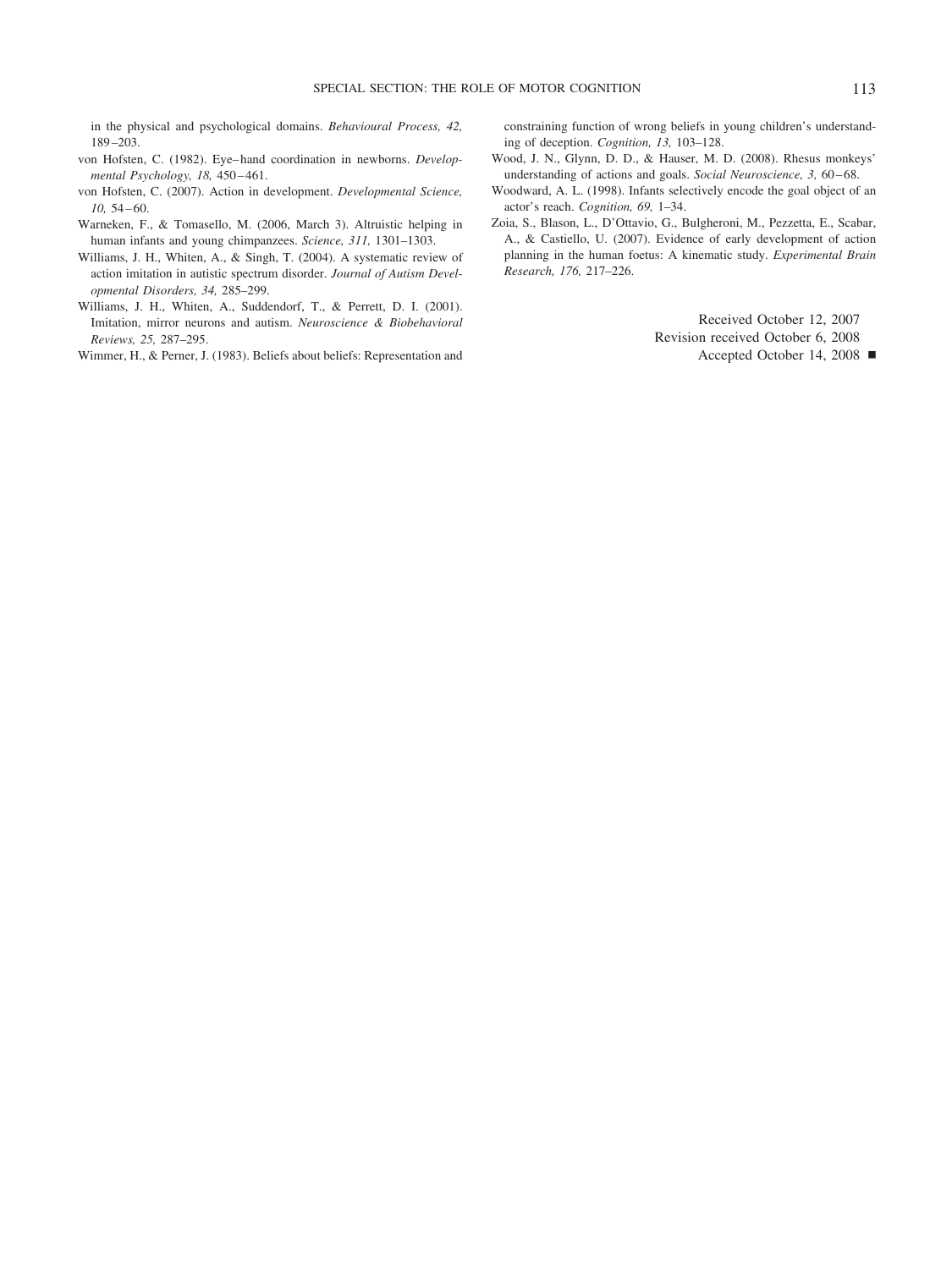in the physical and psychological domains. *Behavioural Process, 42,* 189–203.

von Hofsten, C. (1982). Eye–hand coordination in newborns. *Developmental Psychology, 18,* 450–461.

von Hofsten, C. (2007). Action in development. *Developmental Science, 10,* 54–60.

Warneken, F., & Tomasello, M. (2006, March 3). Altruistic helping in human infants and young chimpanzees. *Science, 311,* 1301–1303.

Williams, J. H., Whiten, A., & Singh, T. (2004). A systematic review of action imitation in autistic spectrum disorder. *Journal of Autism Developmental Disorders, 34,* 285–299.

Williams, J. H., Whiten, A., Suddendorf, T., & Perrett, D. I. (2001). Imitation, mirror neurons and autism. *Neuroscience & Biobehavioral Reviews, 25,* 287–295.

Wimmer, H., & Perner, J. (1983). Beliefs about beliefs: Representation and constraining function of wrong beliefs in young children's understanding of deception. *Cognition, 13,* 103–128.

Wood, J. N., Glynn, D. D., & Hauser, M. D. (2008). Rhesus monkeys' understanding of actions and goals. *Social Neuroscience, 3,* 60–68.

Woodward, A. L. (1998). Infants selectively encode the goal object of an actor's reach. *Cognition, 69,* 1–34.

Zoia, S., Blason, L., D'Ottavio, G., Bulgheroni, M., Pezzetta, E., Scabar, A., & Castiello, U. (2007). Evidence of early development of action planning in the human foetus: A kinematic study. *Experimental Brain Research, 176,* 217–226.

Received October 12, 2007
Revision received October 6, 2008
Accepted October 14, 2008 ■